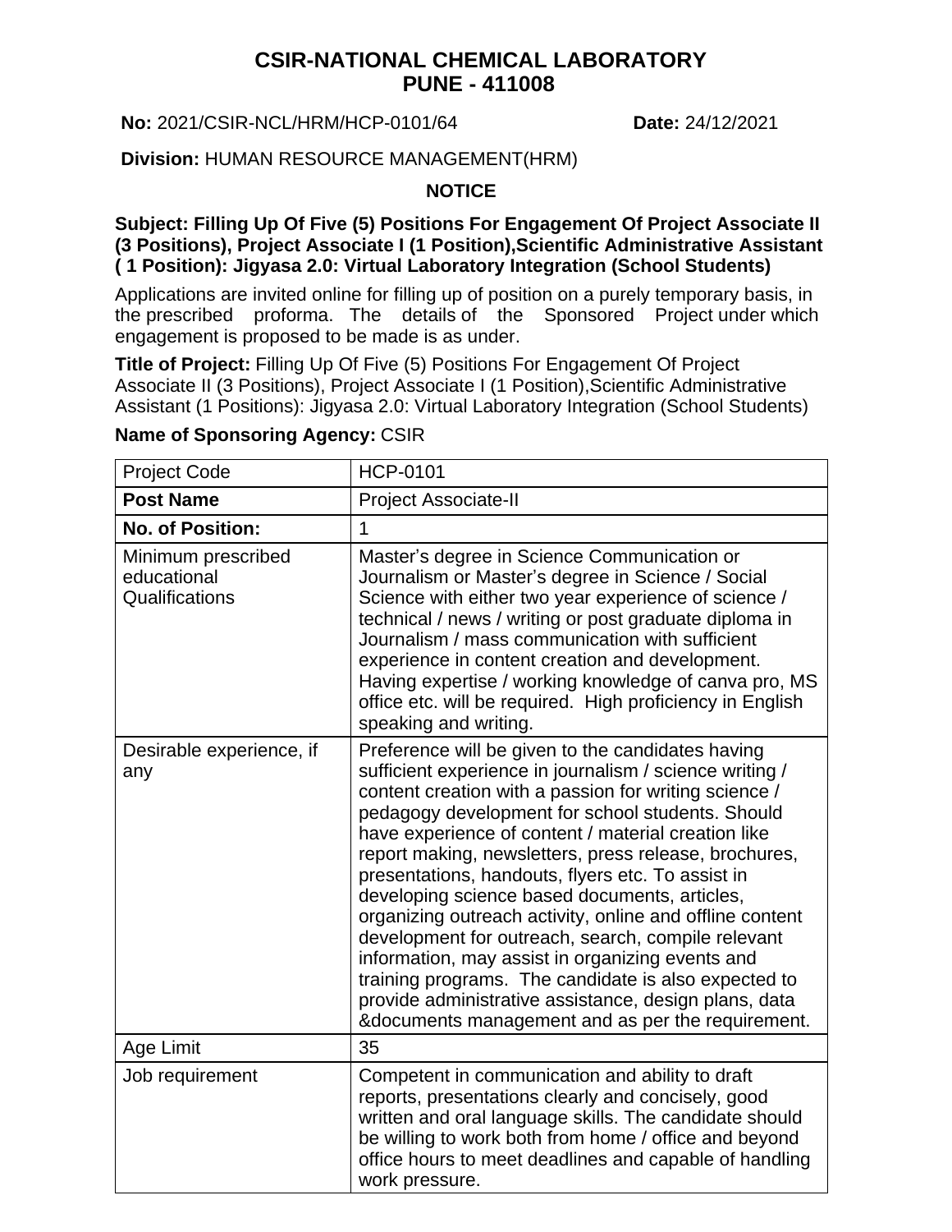# CSIR-NATIONAL CHEMICAL LABORATORY
# PUNE - 411008

**No:** 2021/CSIR-NCL/HRM/HCP-0101/64 **Date:** 24/12/2021

**Division:** HUMAN RESOURCE MANAGEMENT(HRM)

## NOTICE

**Subject: Filling Up Of Five (5) Positions For Engagement Of Project Associate II (3 Positions), Project Associate I (1 Position),Scientific Administrative Assistant ( 1 Position): Jigyasa 2.0: Virtual Laboratory Integration (School Students)**

Applications are invited online for filling up of position on a purely temporary basis, in the prescribed proforma. The details of the Sponsored Project under which engagement is proposed to be made is as under.

**Title of Project:** Filling Up Of Five (5) Positions For Engagement Of Project Associate II (3 Positions), Project Associate I (1 Position),Scientific Administrative Assistant (1 Positions): Jigyasa 2.0: Virtual Laboratory Integration (School Students)

**Name of Sponsoring Agency:** CSIR

| Project Code | HCP-0101 |
|---|---|
| **Post Name** | Project Associate-II |
| **No. of Position:** | 1 |
| Minimum prescribed educational Qualifications | Master's degree in Science Communication or Journalism or Master's degree in Science / Social Science with either two year experience of science / technical / news / writing or post graduate diploma in Journalism / mass communication with sufficient experience in content creation and development. Having expertise / working knowledge of canva pro, MS office etc. will be required. High proficiency in English speaking and writing. |
| Desirable experience, if any | Preference will be given to the candidates having sufficient experience in journalism / science writing / content creation with a passion for writing science / pedagogy development for school students. Should have experience of content / material creation like report making, newsletters, press release, brochures, presentations, handouts, flyers etc. To assist in developing science based documents, articles, organizing outreach activity, online and offline content development for outreach, search, compile relevant information, may assist in organizing events and training programs. The candidate is also expected to provide administrative assistance, design plans, data &documents management and as per the requirement. |
| Age Limit | 35 |
| Job requirement | Competent in communication and ability to draft reports, presentations clearly and concisely, good written and oral language skills. The candidate should be willing to work both from home / office and beyond office hours to meet deadlines and capable of handling work pressure. |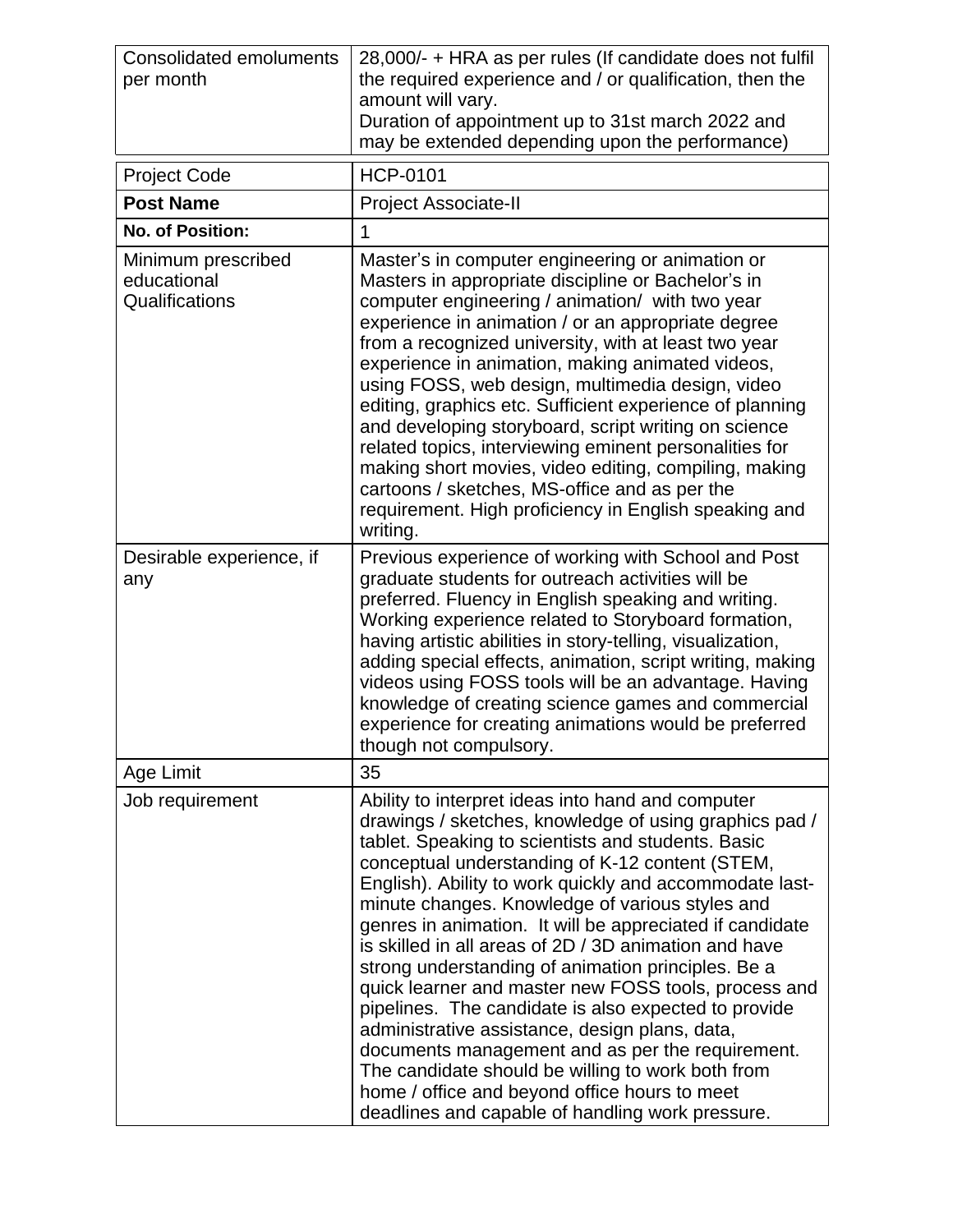| | |
|---|---|
| Consolidated emoluments per month | 28,000/- + HRA as per rules (If candidate does not fulfil the required experience and / or qualification, then the amount will vary. Duration of appointment up to 31st march 2022 and may be extended depending upon the performance) |

| | |
|---|---|
| Project Code | HCP-0101 |
| **Post Name** | Project Associate-II |
| **No. of Position:** | 1 |
| Minimum prescribed educational Qualifications | Master's in computer engineering or animation or Masters in appropriate discipline or Bachelor's in computer engineering / animation/ with two year experience in animation / or an appropriate degree from a recognized university, with at least two year experience in animation, making animated videos, using FOSS, web design, multimedia design, video editing, graphics etc. Sufficient experience of planning and developing storyboard, script writing on science related topics, interviewing eminent personalities for making short movies, video editing, compiling, making cartoons / sketches, MS-office and as per the requirement. High proficiency in English speaking and writing. |
| Desirable experience, if any | Previous experience of working with School and Post graduate students for outreach activities will be preferred. Fluency in English speaking and writing. Working experience related to Storyboard formation, having artistic abilities in story-telling, visualization, adding special effects, animation, script writing, making videos using FOSS tools will be an advantage. Having knowledge of creating science games and commercial experience for creating animations would be preferred though not compulsory. |
| Age Limit | 35 |
| Job requirement | Ability to interpret ideas into hand and computer drawings / sketches, knowledge of using graphics pad / tablet. Speaking to scientists and students. Basic conceptual understanding of K-12 content (STEM, English). Ability to work quickly and accommodate last-minute changes. Knowledge of various styles and genres in animation. It will be appreciated if candidate is skilled in all areas of 2D / 3D animation and have strong understanding of animation principles. Be a quick learner and master new FOSS tools, process and pipelines. The candidate is also expected to provide administrative assistance, design plans, data, documents management and as per the requirement. The candidate should be willing to work both from home / office and beyond office hours to meet deadlines and capable of handling work pressure. |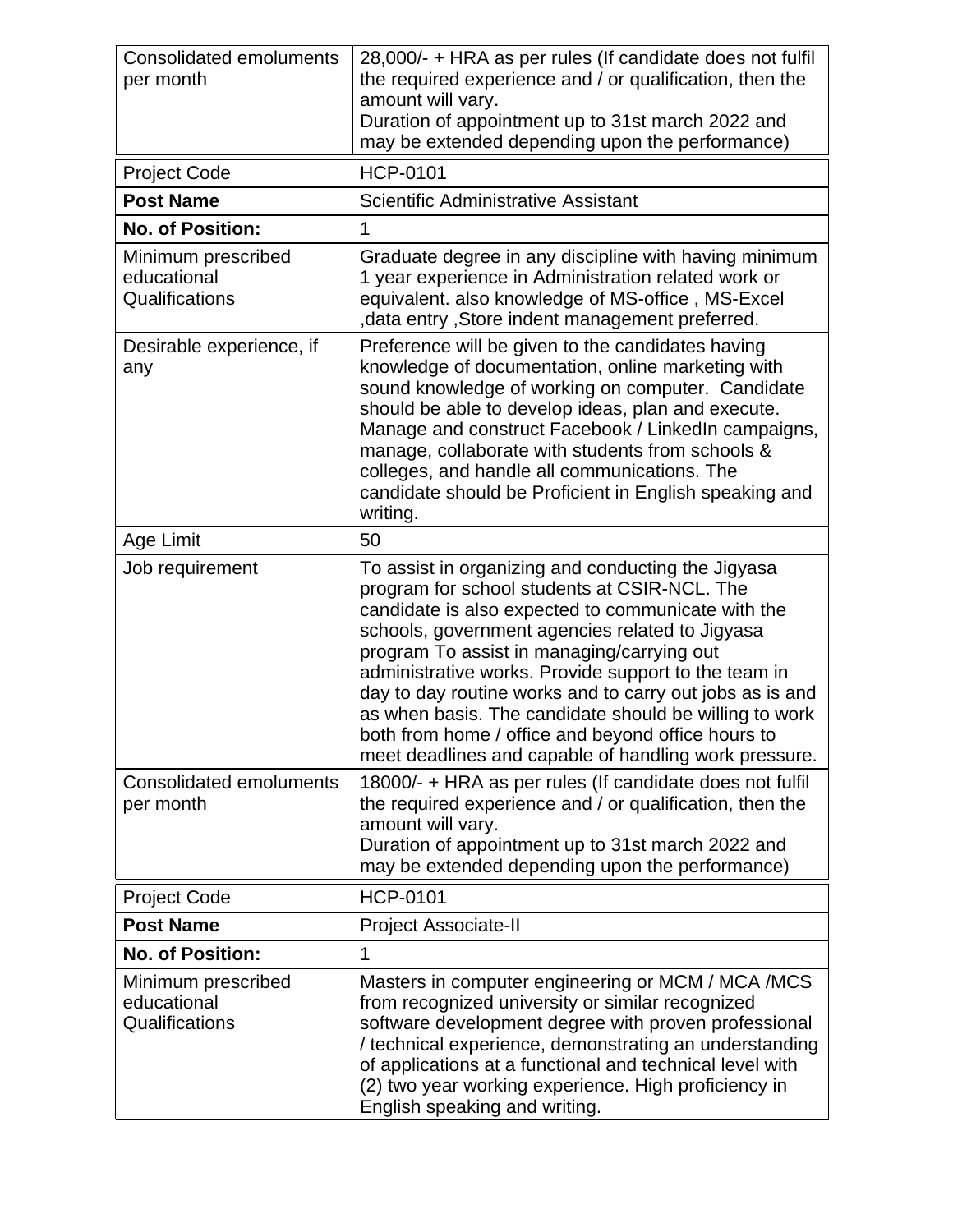| Consolidated emoluments per month | 28,000/- + HRA as per rules (If candidate does not fulfil the required experience and / or qualification, then the amount will vary.<br>Duration of appointment up to 31st march 2022 and may be extended depending upon the performance) |
|---|---|

| Project Code | HCP-0101 |
|---|---|
| **Post Name** | Scientific Administrative Assistant |
| **No. of Position:** | 1 |
| Minimum prescribed educational Qualifications | Graduate degree in any discipline with having minimum 1 year experience in Administration related work or equivalent. also knowledge of MS-office , MS-Excel ,data entry ,Store indent management preferred. |
| Desirable experience, if any | Preference will be given to the candidates having knowledge of documentation, online marketing with sound knowledge of working on computer. Candidate should be able to develop ideas, plan and execute. Manage and construct Facebook / LinkedIn campaigns, manage, collaborate with students from schools & colleges, and handle all communications. The candidate should be Proficient in English speaking and writing. |
| Age Limit | 50 |
| Job requirement | To assist in organizing and conducting the Jigyasa program for school students at CSIR-NCL. The candidate is also expected to communicate with the schools, government agencies related to Jigyasa program To assist in managing/carrying out administrative works. Provide support to the team in day to day routine works and to carry out jobs as is and as when basis. The candidate should be willing to work both from home / office and beyond office hours to meet deadlines and capable of handling work pressure. |
| Consolidated emoluments per month | 18000/- + HRA as per rules (If candidate does not fulfil the required experience and / or qualification, then the amount will vary.<br>Duration of appointment up to 31st march 2022 and may be extended depending upon the performance) |

| Project Code | HCP-0101 |
|---|---|
| **Post Name** | Project Associate-II |
| **No. of Position:** | 1 |
| Minimum prescribed educational Qualifications | Masters in computer engineering or MCM / MCA /MCS from recognized university or similar recognized software development degree with proven professional / technical experience, demonstrating an understanding of applications at a functional and technical level with (2) two year working experience. High proficiency in English speaking and writing. |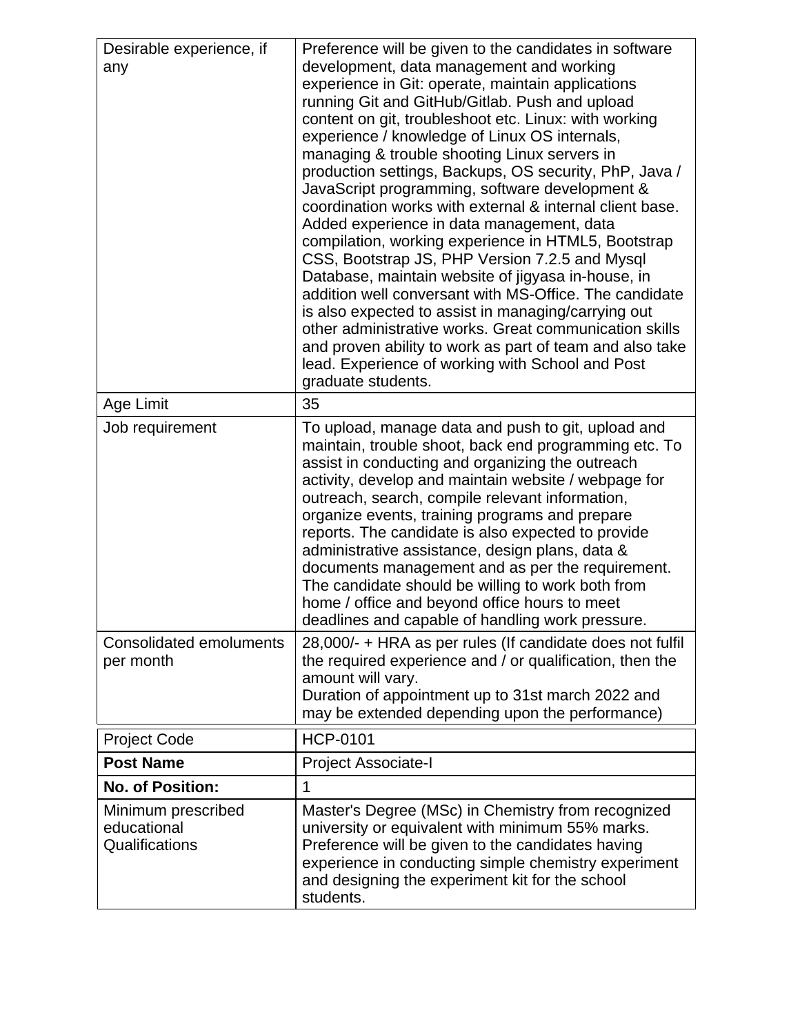| | |
|---|---|
| Desirable experience, if any | Preference will be given to the candidates in software development, data management and working experience in Git: operate, maintain applications running Git and GitHub/Gitlab. Push and upload content on git, troubleshoot etc. Linux: with working experience / knowledge of Linux OS internals, managing & trouble shooting Linux servers in production settings, Backups, OS security, PhP, Java / JavaScript programming, software development & coordination works with external & internal client base. Added experience in data management, data compilation, working experience in HTML5, Bootstrap CSS, Bootstrap JS, PHP Version 7.2.5 and Mysql Database, maintain website of jigyasa in-house, in addition well conversant with MS-Office. The candidate is also expected to assist in managing/carrying out other administrative works. Great communication skills and proven ability to work as part of team and also take lead. Experience of working with School and Post graduate students. |
| Age Limit | 35 |
| Job requirement | To upload, manage data and push to git, upload and maintain, trouble shoot, back end programming etc. To assist in conducting and organizing the outreach activity, develop and maintain website / webpage for outreach, search, compile relevant information, organize events, training programs and prepare reports. The candidate is also expected to provide administrative assistance, design plans, data & documents management and as per the requirement. The candidate should be willing to work both from home / office and beyond office hours to meet deadlines and capable of handling work pressure. |
| Consolidated emoluments per month | 28,000/- + HRA as per rules (If candidate does not fulfil the required experience and / or qualification, then the amount will vary.<br>Duration of appointment up to 31st march 2022 and may be extended depending upon the performance) |

| | |
|---|---|
| Project Code | HCP-0101 |
| **Post Name** | Project Associate-I |
| **No. of Position:** | 1 |
| Minimum prescribed educational Qualifications | Master's Degree (MSc) in Chemistry from recognized university or equivalent with minimum 55% marks. Preference will be given to the candidates having experience in conducting simple chemistry experiment and designing the experiment kit for the school students. |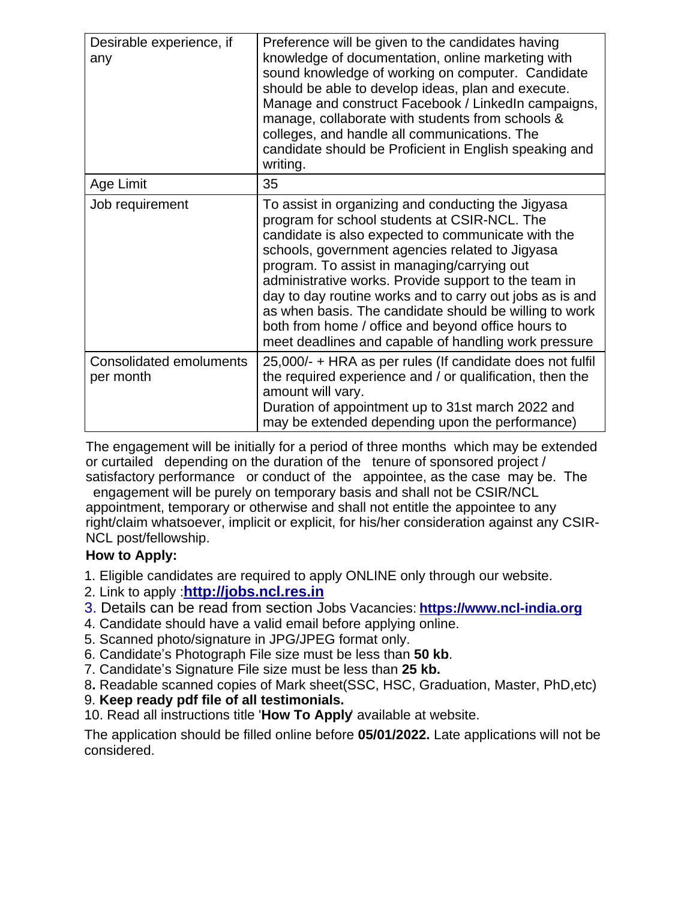| Desirable experience, if any | Preference will be given to the candidates having knowledge of documentation, online marketing with sound knowledge of working on computer. Candidate should be able to develop ideas, plan and execute. Manage and construct Facebook / LinkedIn campaigns, manage, collaborate with students from schools & colleges, and handle all communications. The candidate should be Proficient in English speaking and writing. |
|---|---|
| Age Limit | 35 |
| Job requirement | To assist in organizing and conducting the Jigyasa program for school students at CSIR-NCL. The candidate is also expected to communicate with the schools, government agencies related to Jigyasa program. To assist in managing/carrying out administrative works. Provide support to the team in day to day routine works and to carry out jobs as is and as when basis. The candidate should be willing to work both from home / office and beyond office hours to meet deadlines and capable of handling work pressure |
| Consolidated emoluments per month | 25,000/- + HRA as per rules (If candidate does not fulfil the required experience and / or qualification, then the amount will vary. Duration of appointment up to 31st march 2022 and may be extended depending upon the performance) |

The engagement will be initially for a period of three months which may be extended or curtailed depending on the duration of the tenure of sponsored project / satisfactory performance or conduct of the appointee, as the case may be. The engagement will be purely on temporary basis and shall not be CSIR/NCL appointment, temporary or otherwise and shall not entitle the appointee to any right/claim whatsoever, implicit or explicit, for his/her consideration against any CSIR-NCL post/fellowship.

**How to Apply:**

1. Eligible candidates are required to apply ONLINE only through our website.
2. Link to apply :**http://jobs.ncl.res.in**
3. Details can be read from section Jobs Vacancies: **https://www.ncl-india.org**
4. Candidate should have a valid email before applying online.
5. Scanned photo/signature in JPG/JPEG format only.
6. Candidate's Photograph File size must be less than **50 kb**.
7. Candidate's Signature File size must be less than **25 kb.**
8. Readable scanned copies of Mark sheet(SSC, HSC, Graduation, Master, PhD,etc)
9. **Keep ready pdf file of all testimonials.**
10. Read all instructions title '**How To Apply**' available at website.

The application should be filled online before **05/01/2022.** Late applications will not be considered.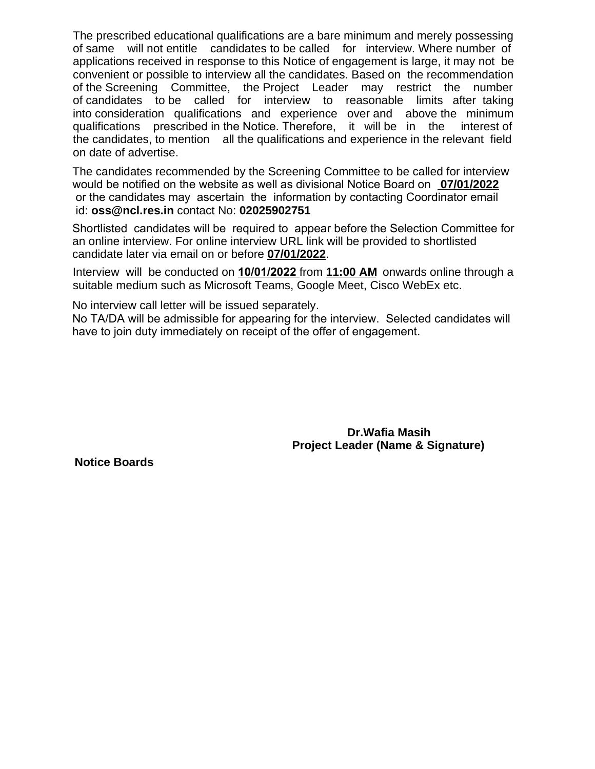The prescribed educational qualifications are a bare minimum and merely possessing of same will not entitle candidates to be called for interview. Where number of applications received in response to this Notice of engagement is large, it may not be convenient or possible to interview all the candidates. Based on the recommendation of the Screening Committee, the Project Leader may restrict the number of candidates to be called for interview to reasonable limits after taking into consideration qualifications and experience over and above the minimum qualifications prescribed in the Notice. Therefore, it will be in the interest of the candidates, to mention all the qualifications and experience in the relevant field on date of advertise.

The candidates recommended by the Screening Committee to be called for interview would be notified on the website as well as divisional Notice Board on **07/01/2022** or the candidates may ascertain the information by contacting Coordinator email id: **oss@ncl.res.in** contact No: **02025902751**

Shortlisted candidates will be required to appear before the Selection Committee for an online interview. For online interview URL link will be provided to shortlisted candidate later via email on or before **07/01/2022**.

Interview will be conducted on **10/01/2022** from **11:00 AM** onwards online through a suitable medium such as Microsoft Teams, Google Meet, Cisco WebEx etc.

No interview call letter will be issued separately.
No TA/DA will be admissible for appearing for the interview. Selected candidates will have to join duty immediately on receipt of the offer of engagement.

**Dr.Wafia Masih**
**Project Leader (Name & Signature)**

**Notice Boards**